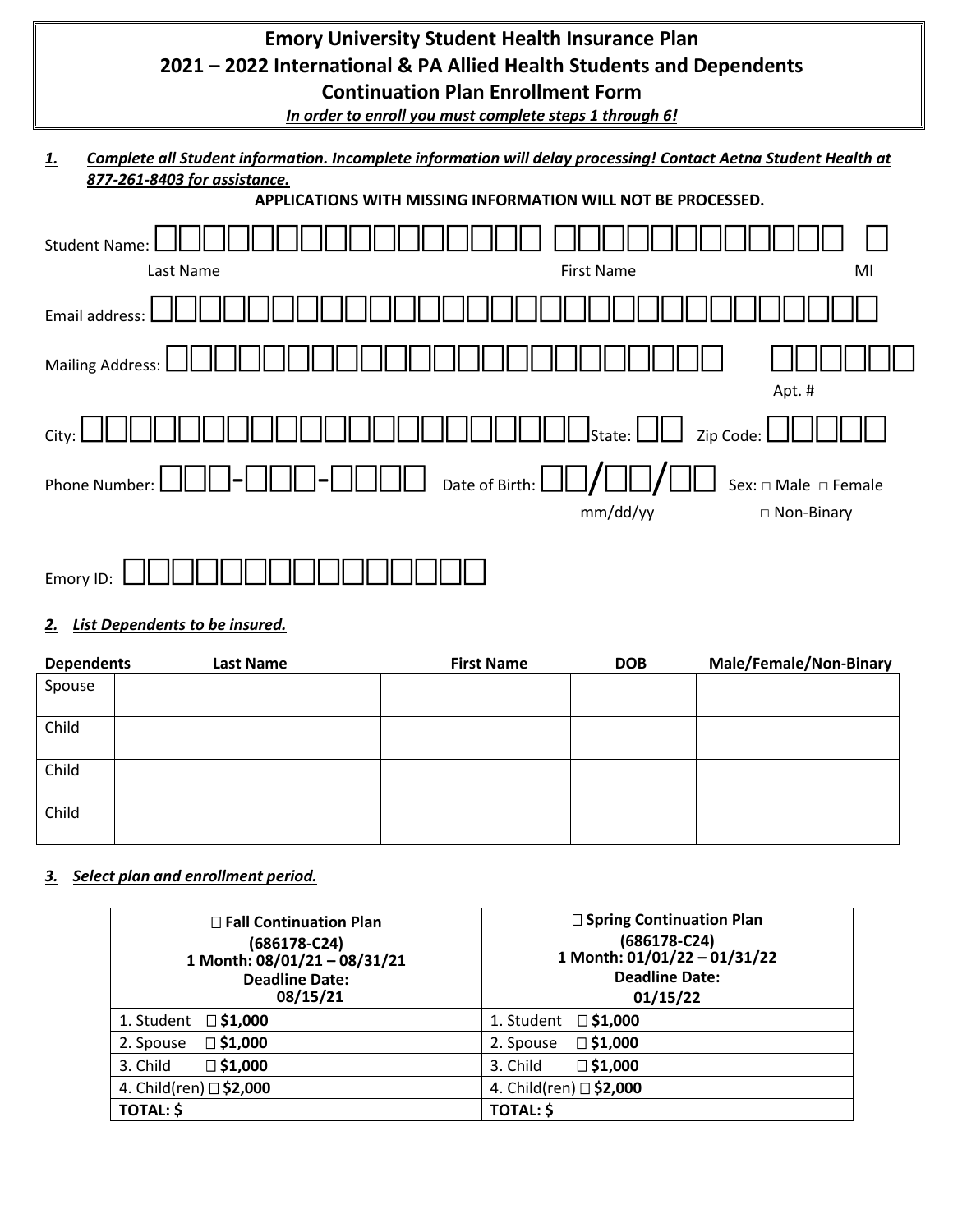# Emory University Student Health Insurance Plan
# 2021 – 2022 International & PA Allied Health Students and Dependents
# Continuation Plan Enrollment Form

***In order to enroll you must complete steps 1 through 6!***

***1. Complete all Student information. Incomplete information will delay processing! Contact Aetna Student Health at 877-261-8403 for assistance.***

**APPLICATIONS WITH MISSING INFORMATION WILL NOT BE PROCESSED.**

Student Name: ☐☐☐☐☐☐☐☐☐☐☐☐☐☐☐☐ ☐☐☐☐☐☐☐☐☐☐☐☐ ☐
Last Name First Name MI

Email address: ☐☐☐☐☐☐☐☐☐☐☐☐☐☐☐☐☐☐☐☐☐☐☐☐☐☐☐☐☐☐

Mailing Address: ☐☐☐☐☐☐☐☐☐☐☐☐☐☐☐☐☐☐☐☐☐☐☐☐ ☐☐☐☐☐☐
Apt. #

City: ☐☐☐☐☐☐☐☐☐☐☐☐☐☐☐☐☐☐☐☐☐☐☐ State: ☐☐ Zip Code: ☐☐☐☐☐

Phone Number: ☐☐☐-☐☐☐-☐☐☐☐ Date of Birth: ☐☐/☐☐/☐☐ Sex: □ Male □ Female □ Non-Binary
mm/dd/yy

Emory ID: ☐☐☐☐☐☐☐☐☐☐☐☐☐☐☐☐

***2. List Dependents to be insured.***

| Dependents | Last Name | First Name | DOB | Male/Female/Non-Binary |
|---|---|---|---|---|
| Spouse | | | | |
| Child | | | | |
| Child | | | | |
| Child | | | | |

***3. Select plan and enrollment period.***

| ☐ **Fall Continuation Plan (686178-C24) 1 Month: 08/01/21 – 08/31/21 Deadline Date: 08/15/21** | ☐ **Spring Continuation Plan (686178-C24) 1 Month: 01/01/22 – 01/31/22 Deadline Date: 01/15/22** |
|---|---|
| 1. Student ☐ **$1,000** | 1. Student ☐ **$1,000** |
| 2. Spouse ☐ **$1,000** | 2. Spouse ☐ **$1,000** |
| 3. Child ☐ **$1,000** | 3. Child ☐ **$1,000** |
| 4. Child(ren) ☐ **$2,000** | 4. Child(ren) ☐ **$2,000** |
| **TOTAL: $** | **TOTAL: $** |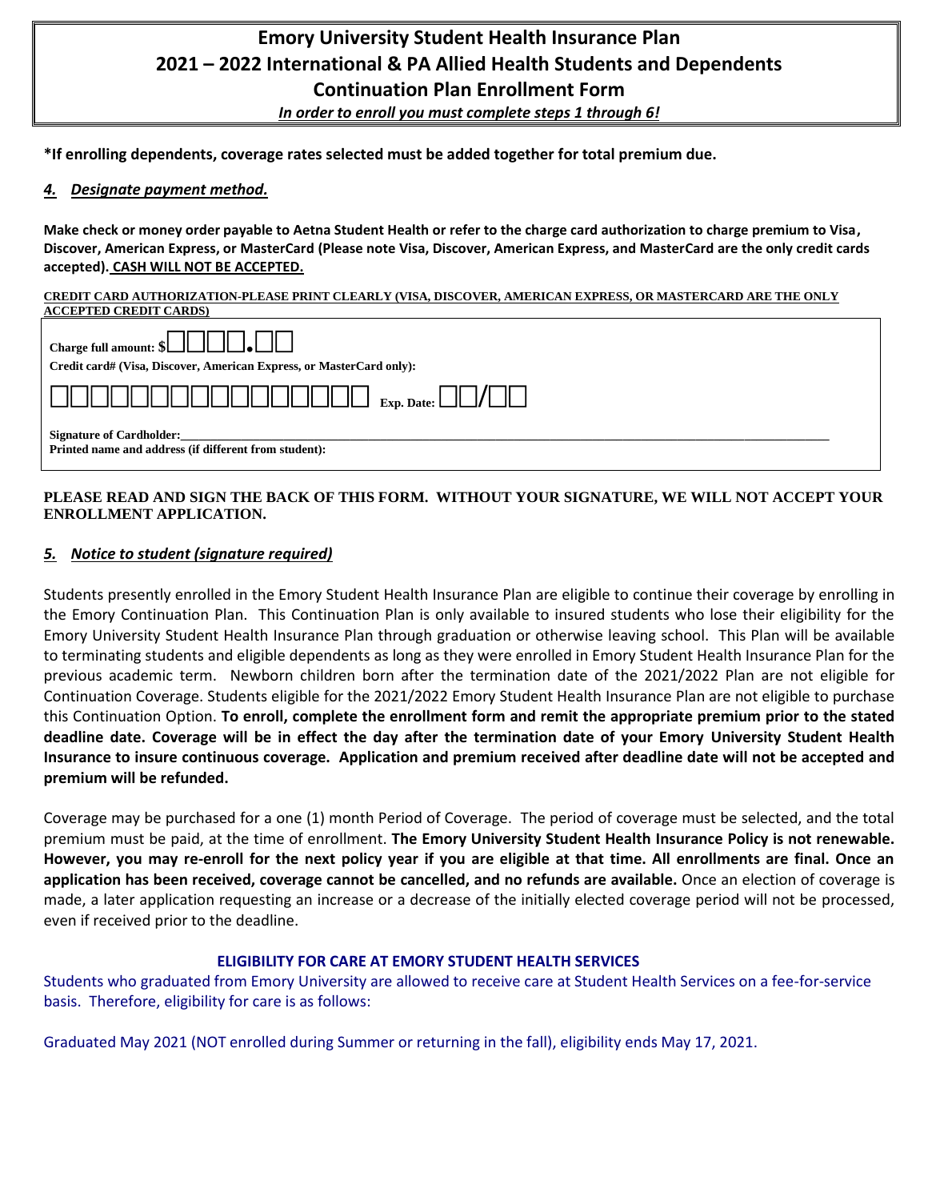# Emory University Student Health Insurance Plan
# 2021 – 2022 International & PA Allied Health Students and Dependents
# Continuation Plan Enrollment Form

***In order to enroll you must complete steps 1 through 6!***

**\*If enrolling dependents, coverage rates selected must be added together for total premium due.**

### *4. Designate payment method.*

**Make check or money order payable to Aetna Student Health or refer to the charge card authorization to charge premium to Visa, Discover, American Express, or MasterCard (Please note Visa, Discover, American Express, and MasterCard are the only credit cards accepted). CASH WILL NOT BE ACCEPTED.**

**CREDIT CARD AUTHORIZATION-PLEASE PRINT CLEARLY (VISA, DISCOVER, AMERICAN EXPRESS, OR MASTERCARD ARE THE ONLY ACCEPTED CREDIT CARDS)**

**Charge full amount: $**☐☐☐☐.☐☐

**Credit card# (Visa, Discover, American Express, or MasterCard only):**

☐☐☐☐☐☐☐☐☐☐☐☐☐☐☐☐ **Exp. Date:** ☐☐/☐☐

**Signature of Cardholder:**\_\_\_\_\_\_\_\_\_\_\_\_\_\_\_\_\_\_\_\_\_\_\_\_\_\_\_\_\_\_\_\_\_\_\_\_\_\_\_\_\_\_\_\_\_\_\_\_

**Printed name and address (if different from student):**

**PLEASE READ AND SIGN THE BACK OF THIS FORM. WITHOUT YOUR SIGNATURE, WE WILL NOT ACCEPT YOUR ENROLLMENT APPLICATION.**

### *5. Notice to student (signature required)*

Students presently enrolled in the Emory Student Health Insurance Plan are eligible to continue their coverage by enrolling in the Emory Continuation Plan. This Continuation Plan is only available to insured students who lose their eligibility for the Emory University Student Health Insurance Plan through graduation or otherwise leaving school. This Plan will be available to terminating students and eligible dependents as long as they were enrolled in Emory Student Health Insurance Plan for the previous academic term. Newborn children born after the termination date of the 2021/2022 Plan are not eligible for Continuation Coverage. Students eligible for the 2021/2022 Emory Student Health Insurance Plan are not eligible to purchase this Continuation Option. **To enroll, complete the enrollment form and remit the appropriate premium prior to the stated deadline date. Coverage will be in effect the day after the termination date of your Emory University Student Health Insurance to insure continuous coverage. Application and premium received after deadline date will not be accepted and premium will be refunded.**

Coverage may be purchased for a one (1) month Period of Coverage. The period of coverage must be selected, and the total premium must be paid, at the time of enrollment. **The Emory University Student Health Insurance Policy is not renewable. However, you may re-enroll for the next policy year if you are eligible at that time. All enrollments are final. Once an application has been received, coverage cannot be cancelled, and no refunds are available.** Once an election of coverage is made, a later application requesting an increase or a decrease of the initially elected coverage period will not be processed, even if received prior to the deadline.

**ELIGIBILITY FOR CARE AT EMORY STUDENT HEALTH SERVICES**

Students who graduated from Emory University are allowed to receive care at Student Health Services on a fee-for-service basis. Therefore, eligibility for care is as follows:

Graduated May 2021 (NOT enrolled during Summer or returning in the fall), eligibility ends May 17, 2021.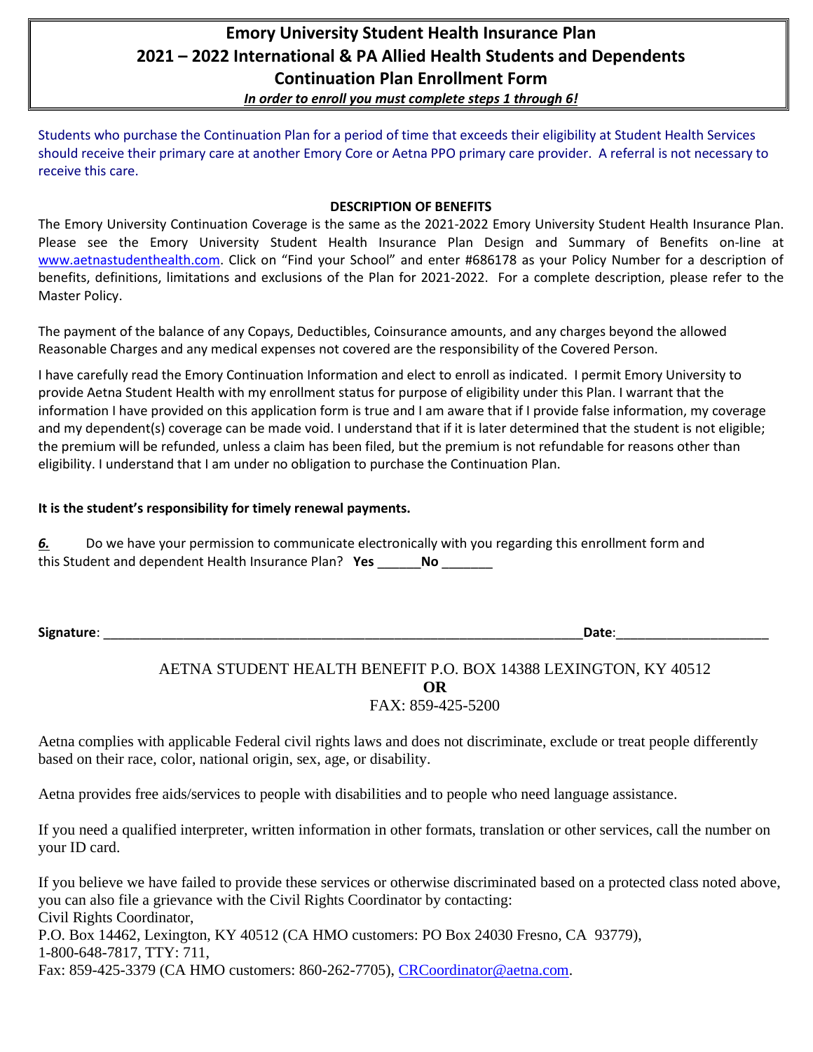# Emory University Student Health Insurance Plan
# 2021 – 2022 International & PA Allied Health Students and Dependents
# Continuation Plan Enrollment Form

***In order to enroll you must complete steps 1 through 6!***

Students who purchase the Continuation Plan for a period of time that exceeds their eligibility at Student Health Services should receive their primary care at another Emory Core or Aetna PPO primary care provider. A referral is not necessary to receive this care.

**DESCRIPTION OF BENEFITS**

The Emory University Continuation Coverage is the same as the 2021-2022 Emory University Student Health Insurance Plan. Please see the Emory University Student Health Insurance Plan Design and Summary of Benefits on-line at www.aetnastudenthealth.com. Click on "Find your School" and enter #686178 as your Policy Number for a description of benefits, definitions, limitations and exclusions of the Plan for 2021-2022. For a complete description, please refer to the Master Policy.

The payment of the balance of any Copays, Deductibles, Coinsurance amounts, and any charges beyond the allowed Reasonable Charges and any medical expenses not covered are the responsibility of the Covered Person.

I have carefully read the Emory Continuation Information and elect to enroll as indicated. I permit Emory University to provide Aetna Student Health with my enrollment status for purpose of eligibility under this Plan. I warrant that the information I have provided on this application form is true and I am aware that if I provide false information, my coverage and my dependent(s) coverage can be made void. I understand that if it is later determined that the student is not eligible; the premium will be refunded, unless a claim has been filed, but the premium is not refundable for reasons other than eligibility. I understand that I am under no obligation to purchase the Continuation Plan.

**It is the student's responsibility for timely renewal payments.**

***6.*** Do we have your permission to communicate electronically with you regarding this enrollment form and this Student and dependent Health Insurance Plan? **Yes** ______**No** _______

**Signature**: ____________________________________________________________________**Date**:_____________________

AETNA STUDENT HEALTH BENEFIT P.O. BOX 14388 LEXINGTON, KY 40512

**OR**

FAX: 859-425-5200

Aetna complies with applicable Federal civil rights laws and does not discriminate, exclude or treat people differently based on their race, color, national origin, sex, age, or disability.

Aetna provides free aids/services to people with disabilities and to people who need language assistance.

If you need a qualified interpreter, written information in other formats, translation or other services, call the number on your ID card.

If you believe we have failed to provide these services or otherwise discriminated based on a protected class noted above, you can also file a grievance with the Civil Rights Coordinator by contacting:
Civil Rights Coordinator,
P.O. Box 14462, Lexington, KY 40512 (CA HMO customers: PO Box 24030 Fresno, CA 93779),
1-800-648-7817, TTY: 711,
Fax: 859-425-3379 (CA HMO customers: 860-262-7705), CRCoordinator@aetna.com.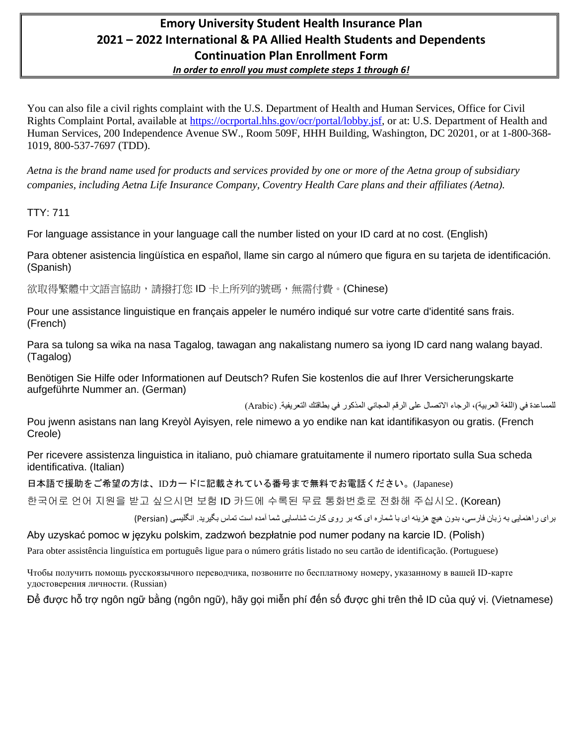# Emory University Student Health Insurance Plan
## 2021 – 2022 International & PA Allied Health Students and Dependents
## Continuation Plan Enrollment Form

***In order to enroll you must complete steps 1 through 6!***

You can also file a civil rights complaint with the U.S. Department of Health and Human Services, Office for Civil Rights Complaint Portal, available at https://ocrportal.hhs.gov/ocr/portal/lobby.jsf, or at: U.S. Department of Health and Human Services, 200 Independence Avenue SW., Room 509F, HHH Building, Washington, DC 20201, or at 1-800-368-1019, 800-537-7697 (TDD).

*Aetna is the brand name used for products and services provided by one or more of the Aetna group of subsidiary companies, including Aetna Life Insurance Company, Coventry Health Care plans and their affiliates (Aetna).*

TTY: 711

For language assistance in your language call the number listed on your ID card at no cost. (English)

Para obtener asistencia lingüística en español, llame sin cargo al número que figura en su tarjeta de identificación. (Spanish)

欲取得繁體中文語言協助，請撥打您 ID 卡上所列的號碼，無需付費。(Chinese)

Pour une assistance linguistique en français appeler le numéro indiqué sur votre carte d'identité sans frais. (French)

Para sa tulong sa wika na nasa Tagalog, tawagan ang nakalistang numero sa iyong ID card nang walang bayad. (Tagalog)

Benötigen Sie Hilfe oder Informationen auf Deutsch? Rufen Sie kostenlos die auf Ihrer Versicherungskarte aufgeführte Nummer an. (German)

للمساعدة في (اللغة العربية)، الرجاء الاتصال على الرقم المجاني المذكور في بطاقتك التعريفية. (Arabic)

Pou jwenn asistans nan lang Kreyòl Ayisyen, rele nimewo a yo endike nan kat idantifikasyon ou gratis. (French Creole)

Per ricevere assistenza linguistica in italiano, può chiamare gratuitamente il numero riportato sulla Sua scheda identificativa. (Italian)

日本語で援助をご希望の方は、IDカードに記載されている番号まで無料でお電話ください。(Japanese)

한국어로 언어 지원을 받고 싶으시면 보험 ID 카드에 수록된 무료 통화번호로 전화해 주십시오. (Korean)

برای راهنمایی به زبان فارسی، بدون هیچ هزینه ای با شماره ای که بر روی کارت شناسایی شما آمده است تماس بگیرید. انگلیسی (Persian)

Aby uzyskać pomoc w języku polskim, zadzwoń bezpłatnie pod numer podany na karcie ID. (Polish)

Para obter assistência linguística em português ligue para o número grátis listado no seu cartão de identificação. (Portuguese)

Чтобы получить помощь русскоязычного переводчика, позвоните по бесплатному номеру, указанному в вашей ID-карте удостоверения личности. (Russian)

Để được hỗ trợ ngôn ngữ bằng (ngôn ngữ), hãy gọi miễn phí đến số được ghi trên thẻ ID của quý vị. (Vietnamese)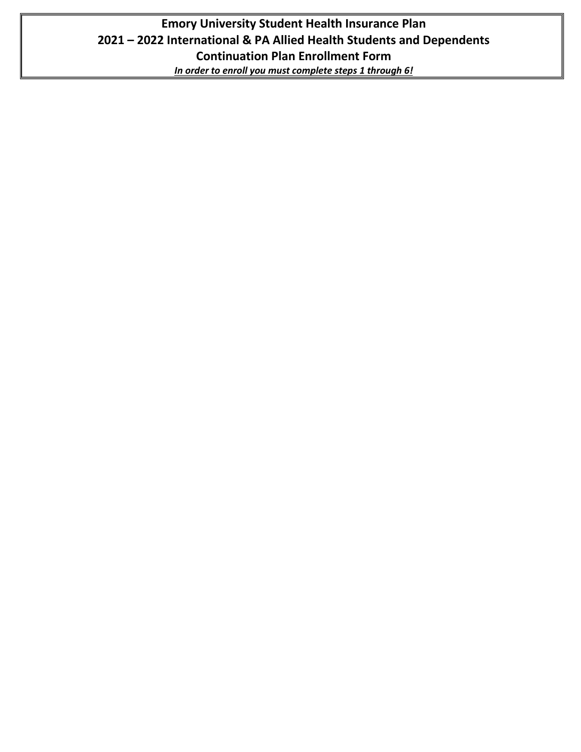# Emory University Student Health Insurance Plan
# 2021 – 2022 International & PA Allied Health Students and Dependents
# Continuation Plan Enrollment Form

***In order to enroll you must complete steps 1 through 6!***